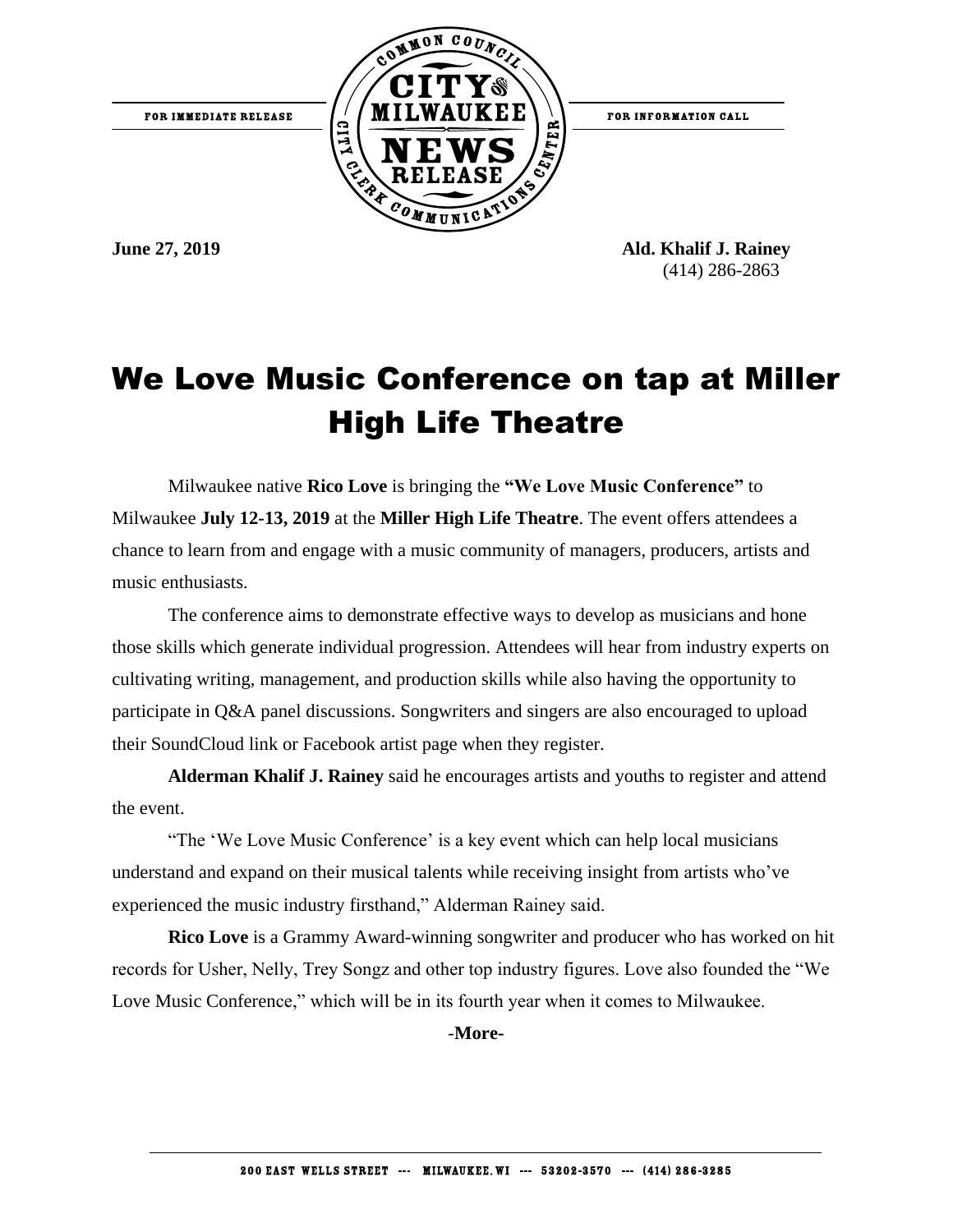FOR IMMEDIATE RELEASE

FOR INFORMATION CALL

**June 27, 2019**

**Ald. Khalif J. Rainey**
(414) 286-2863

# We Love Music Conference on tap at Miller High Life Theatre

Milwaukee native **Rico Love** is bringing the **"We Love Music Conference"** to Milwaukee **July 12-13, 2019** at the **Miller High Life Theatre**. The event offers attendees a chance to learn from and engage with a music community of managers, producers, artists and music enthusiasts.

The conference aims to demonstrate effective ways to develop as musicians and hone those skills which generate individual progression. Attendees will hear from industry experts on cultivating writing, management, and production skills while also having the opportunity to participate in Q&A panel discussions. Songwriters and singers are also encouraged to upload their SoundCloud link or Facebook artist page when they register.

**Alderman Khalif J. Rainey** said he encourages artists and youths to register and attend the event.

"The 'We Love Music Conference' is a key event which can help local musicians understand and expand on their musical talents while receiving insight from artists who've experienced the music industry firsthand," Alderman Rainey said.

**Rico Love** is a Grammy Award-winning songwriter and producer who has worked on hit records for Usher, Nelly, Trey Songz and other top industry figures. Love also founded the "We Love Music Conference," which will be in its fourth year when it comes to Milwaukee.

-**More-**

200 EAST WELLS STREET --- MILWAUKEE, WI --- 53202-3570 --- (414) 286-3285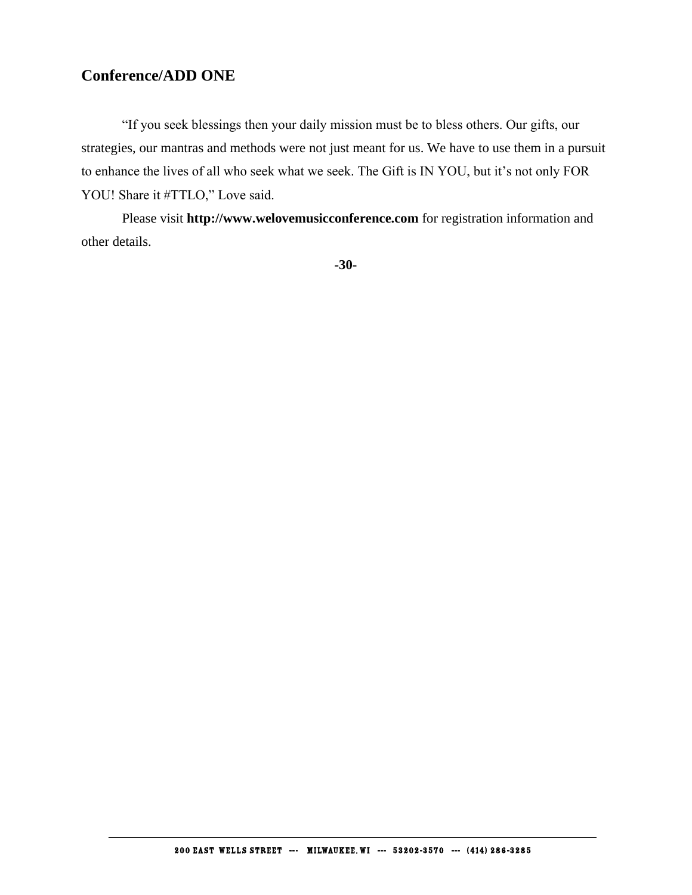**Conference/ADD ONE**

"If you seek blessings then your daily mission must be to bless others. Our gifts, our strategies, our mantras and methods were not just meant for us. We have to use them in a pursuit to enhance the lives of all who seek what we seek. The Gift is IN YOU, but it's not only FOR YOU! Share it #TTLO," Love said.

Please visit **http://www.welovemusicconference.com** for registration information and other details.

**-30-**